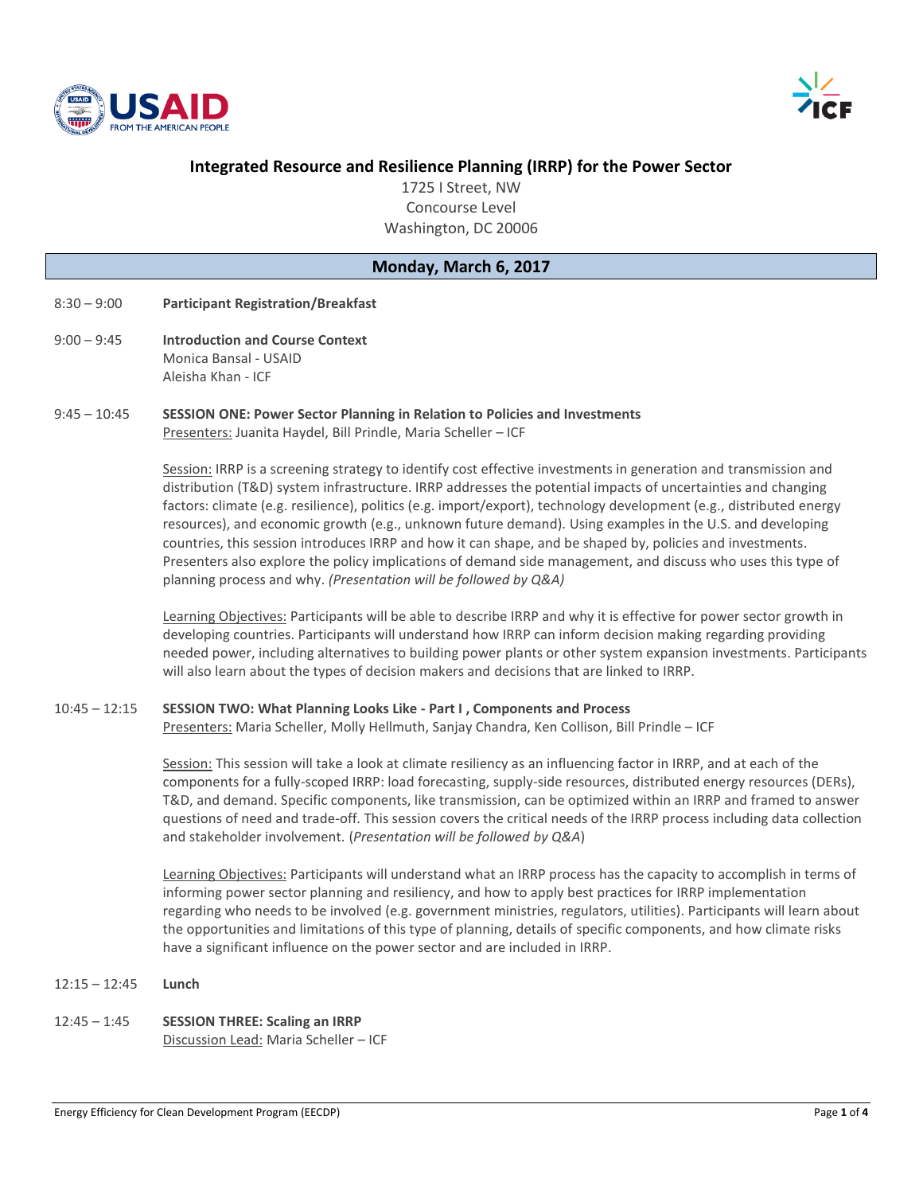# Integrated Resource and Resilience Planning (IRRP) for the Power Sector

1725 I Street, NW
Concourse Level
Washington, DC 20006

## Monday, March 6, 2017

8:30 – 9:00 **Participant Registration/Breakfast**

9:00 – 9:45 **Introduction and Course Context**
Monica Bansal - USAID
Aleisha Khan - ICF

9:45 – 10:45 **SESSION ONE: Power Sector Planning in Relation to Policies and Investments**
Presenters: Juanita Haydel, Bill Prindle, Maria Scheller – ICF

Session: IRRP is a screening strategy to identify cost effective investments in generation and transmission and distribution (T&D) system infrastructure. IRRP addresses the potential impacts of uncertainties and changing factors: climate (e.g. resilience), politics (e.g. import/export), technology development (e.g., distributed energy resources), and economic growth (e.g., unknown future demand). Using examples in the U.S. and developing countries, this session introduces IRRP and how it can shape, and be shaped by, policies and investments. Presenters also explore the policy implications of demand side management, and discuss who uses this type of planning process and why. *(Presentation will be followed by Q&A)*

Learning Objectives: Participants will be able to describe IRRP and why it is effective for power sector growth in developing countries. Participants will understand how IRRP can inform decision making regarding providing needed power, including alternatives to building power plants or other system expansion investments. Participants will also learn about the types of decision makers and decisions that are linked to IRRP.

10:45 – 12:15 **SESSION TWO: What Planning Looks Like - Part I , Components and Process**
Presenters: Maria Scheller, Molly Hellmuth, Sanjay Chandra, Ken Collison, Bill Prindle – ICF

Session: This session will take a look at climate resiliency as an influencing factor in IRRP, and at each of the components for a fully-scoped IRRP: load forecasting, supply-side resources, distributed energy resources (DERs), T&D, and demand. Specific components, like transmission, can be optimized within an IRRP and framed to answer questions of need and trade-off. This session covers the critical needs of the IRRP process including data collection and stakeholder involvement. (*Presentation will be followed by Q&A*)

Learning Objectives: Participants will understand what an IRRP process has the capacity to accomplish in terms of informing power sector planning and resiliency, and how to apply best practices for IRRP implementation regarding who needs to be involved (e.g. government ministries, regulators, utilities). Participants will learn about the opportunities and limitations of this type of planning, details of specific components, and how climate risks have a significant influence on the power sector and are included in IRRP.

12:15 – 12:45 **Lunch**

12:45 – 1:45 **SESSION THREE: Scaling an IRRP**
Discussion Lead: Maria Scheller – ICF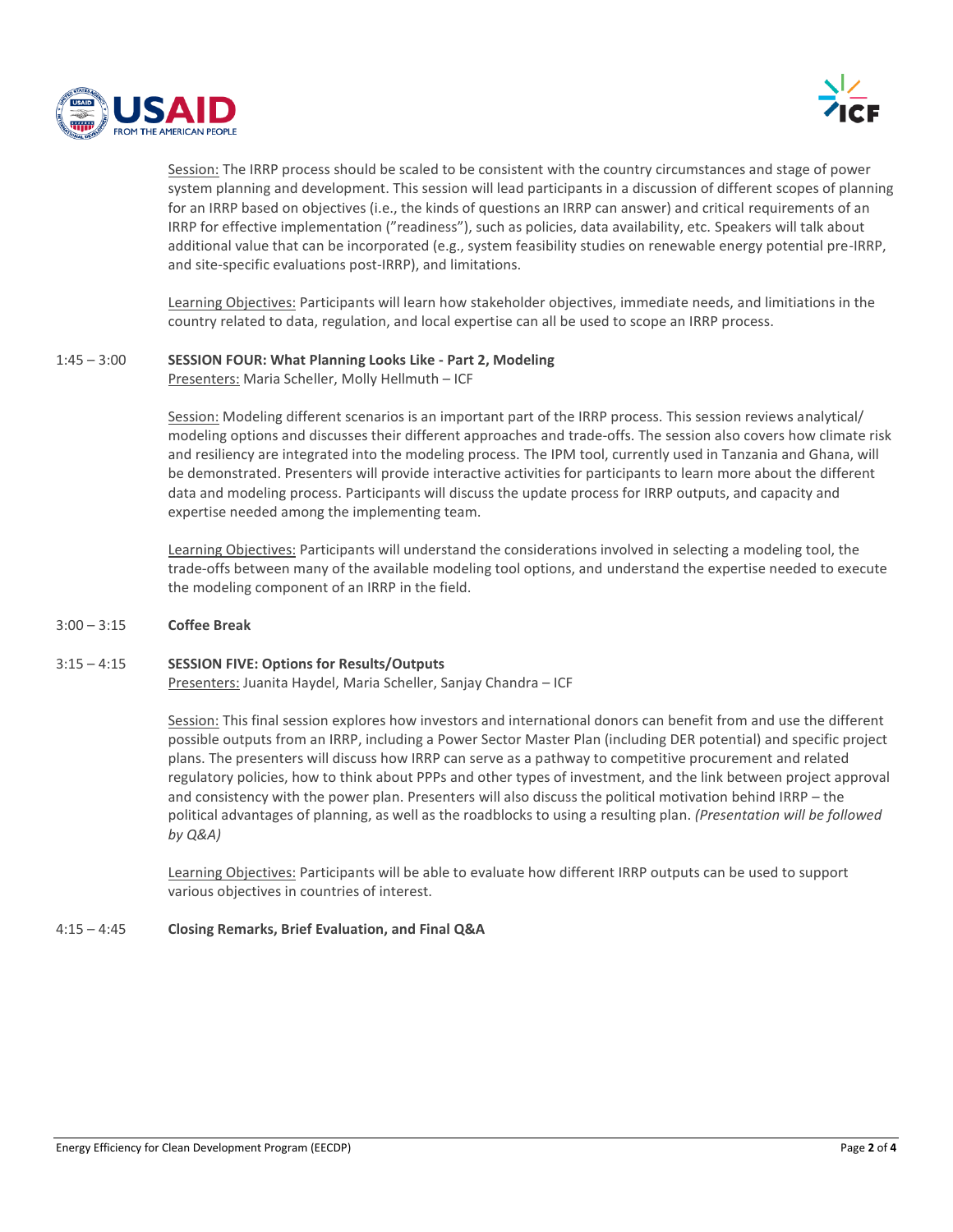Session: The IRRP process should be scaled to be consistent with the country circumstances and stage of power system planning and development. This session will lead participants in a discussion of different scopes of planning for an IRRP based on objectives (i.e., the kinds of questions an IRRP can answer) and critical requirements of an IRRP for effective implementation (”readiness”), such as policies, data availability, etc. Speakers will talk about additional value that can be incorporated (e.g., system feasibility studies on renewable energy potential pre-IRRP, and site-specific evaluations post-IRRP), and limitations.

Learning Objectives: Participants will learn how stakeholder objectives, immediate needs, and limitiations in the country related to data, regulation, and local expertise can all be used to scope an IRRP process.

1:45 – 3:00 **SESSION FOUR: What Planning Looks Like - Part 2, Modeling**

Presenters: Maria Scheller, Molly Hellmuth – ICF

Session: Modeling different scenarios is an important part of the IRRP process. This session reviews analytical/ modeling options and discusses their different approaches and trade-offs. The session also covers how climate risk and resiliency are integrated into the modeling process. The IPM tool, currently used in Tanzania and Ghana, will be demonstrated. Presenters will provide interactive activities for participants to learn more about the different data and modeling process. Participants will discuss the update process for IRRP outputs, and capacity and expertise needed among the implementing team.

Learning Objectives: Participants will understand the considerations involved in selecting a modeling tool, the trade-offs between many of the available modeling tool options, and understand the expertise needed to execute the modeling component of an IRRP in the field.

3:00 – 3:15 **Coffee Break**

3:15 – 4:15 **SESSION FIVE: Options for Results/Outputs**

Presenters: Juanita Haydel, Maria Scheller, Sanjay Chandra – ICF

Session: This final session explores how investors and international donors can benefit from and use the different possible outputs from an IRRP, including a Power Sector Master Plan (including DER potential) and specific project plans. The presenters will discuss how IRRP can serve as a pathway to competitive procurement and related regulatory policies, how to think about PPPs and other types of investment, and the link between project approval and consistency with the power plan. Presenters will also discuss the political motivation behind IRRP – the political advantages of planning, as well as the roadblocks to using a resulting plan. *(Presentation will be followed by Q&A)*

Learning Objectives: Participants will be able to evaluate how different IRRP outputs can be used to support various objectives in countries of interest.

4:15 – 4:45 **Closing Remarks, Brief Evaluation, and Final Q&A**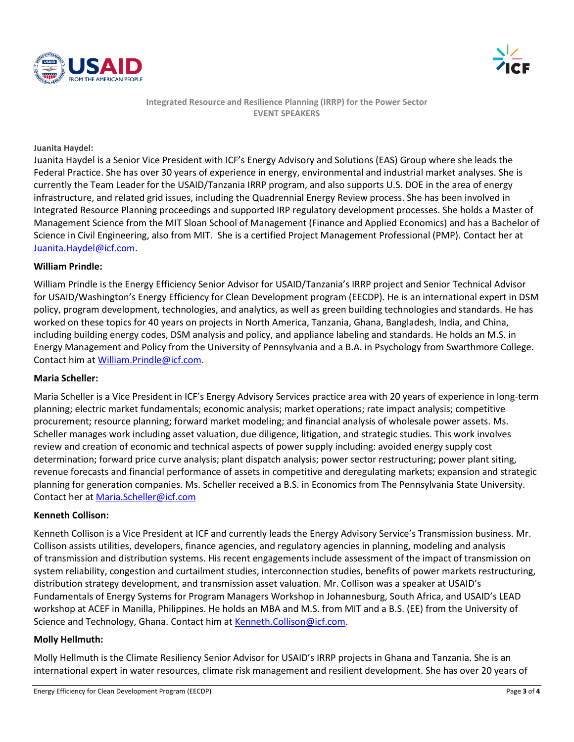Integrated Resource and Resilience Planning (IRRP) for the Power Sector
EVENT SPEAKERS

**Juanita Haydel:**

Juanita Haydel is a Senior Vice President with ICF's Energy Advisory and Solutions (EAS) Group where she leads the Federal Practice. She has over 30 years of experience in energy, environmental and industrial market analyses. She is currently the Team Leader for the USAID/Tanzania IRRP program, and also supports U.S. DOE in the area of energy infrastructure, and related grid issues, including the Quadrennial Energy Review process. She has been involved in Integrated Resource Planning proceedings and supported IRP regulatory development processes. She holds a Master of Management Science from the MIT Sloan School of Management (Finance and Applied Economics) and has a Bachelor of Science in Civil Engineering, also from MIT. She is a certified Project Management Professional (PMP). Contact her at Juanita.Haydel@icf.com.

**William Prindle:**

William Prindle is the Energy Efficiency Senior Advisor for USAID/Tanzania's IRRP project and Senior Technical Advisor for USAID/Washington's Energy Efficiency for Clean Development program (EECDP). He is an international expert in DSM policy, program development, technologies, and analytics, as well as green building technologies and standards. He has worked on these topics for 40 years on projects in North America, Tanzania, Ghana, Bangladesh, India, and China, including building energy codes, DSM analysis and policy, and appliance labeling and standards. He holds an M.S. in Energy Management and Policy from the University of Pennsylvania and a B.A. in Psychology from Swarthmore College. Contact him at William.Prindle@icf.com.

**Maria Scheller:**

Maria Scheller is a Vice President in ICF's Energy Advisory Services practice area with 20 years of experience in long-term planning; electric market fundamentals; economic analysis; market operations; rate impact analysis; competitive procurement; resource planning; forward market modeling; and financial analysis of wholesale power assets. Ms. Scheller manages work including asset valuation, due diligence, litigation, and strategic studies. This work involves review and creation of economic and technical aspects of power supply including: avoided energy supply cost determination; forward price curve analysis; plant dispatch analysis; power sector restructuring; power plant siting, revenue forecasts and financial performance of assets in competitive and deregulating markets; expansion and strategic planning for generation companies. Ms. Scheller received a B.S. in Economics from The Pennsylvania State University. Contact her at Maria.Scheller@icf.com

**Kenneth Collison:**

Kenneth Collison is a Vice President at ICF and currently leads the Energy Advisory Service's Transmission business. Mr. Collison assists utilities, developers, finance agencies, and regulatory agencies in planning, modeling and analysis of transmission and distribution systems. His recent engagements include assessment of the impact of transmission on system reliability, congestion and curtailment studies, interconnection studies, benefits of power markets restructuring, distribution strategy development, and transmission asset valuation. Mr. Collison was a speaker at USAID's Fundamentals of Energy Systems for Program Managers Workshop in Johannesburg, South Africa, and USAID's LEAD workshop at ACEF in Manilla, Philippines. He holds an MBA and M.S. from MIT and a B.S. (EE) from the University of Science and Technology, Ghana. Contact him at Kenneth.Collison@icf.com.

**Molly Hellmuth:**

Molly Hellmuth is the Climate Resiliency Senior Advisor for USAID's IRRP projects in Ghana and Tanzania. She is an international expert in water resources, climate risk management and resilient development. She has over 20 years of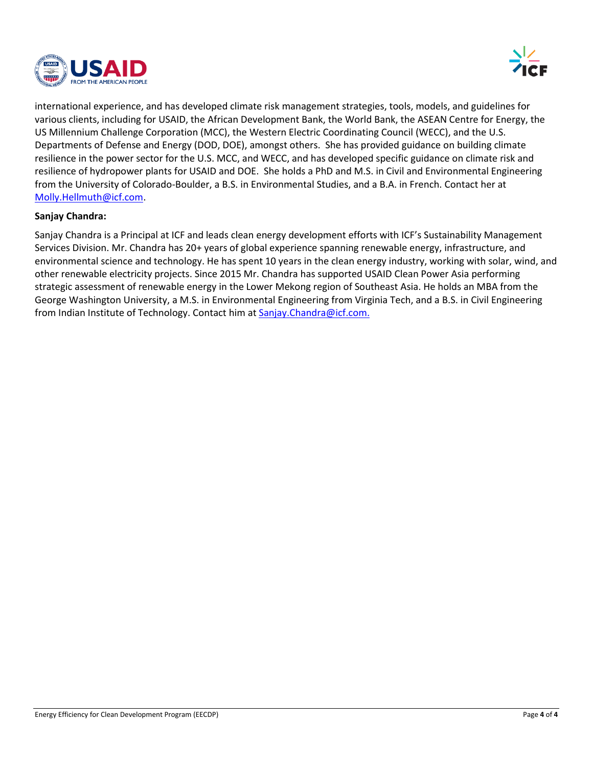international experience, and has developed climate risk management strategies, tools, models, and guidelines for various clients, including for USAID, the African Development Bank, the World Bank, the ASEAN Centre for Energy, the US Millennium Challenge Corporation (MCC), the Western Electric Coordinating Council (WECC), and the U.S. Departments of Defense and Energy (DOD, DOE), amongst others. She has provided guidance on building climate resilience in the power sector for the U.S. MCC, and WECC, and has developed specific guidance on climate risk and resilience of hydropower plants for USAID and DOE. She holds a PhD and M.S. in Civil and Environmental Engineering from the University of Colorado-Boulder, a B.S. in Environmental Studies, and a B.A. in French. Contact her at Molly.Hellmuth@icf.com.

**Sanjay Chandra:**

Sanjay Chandra is a Principal at ICF and leads clean energy development efforts with ICF's Sustainability Management Services Division. Mr. Chandra has 20+ years of global experience spanning renewable energy, infrastructure, and environmental science and technology. He has spent 10 years in the clean energy industry, working with solar, wind, and other renewable electricity projects. Since 2015 Mr. Chandra has supported USAID Clean Power Asia performing strategic assessment of renewable energy in the Lower Mekong region of Southeast Asia. He holds an MBA from the George Washington University, a M.S. in Environmental Engineering from Virginia Tech, and a B.S. in Civil Engineering from Indian Institute of Technology. Contact him at Sanjay.Chandra@icf.com.